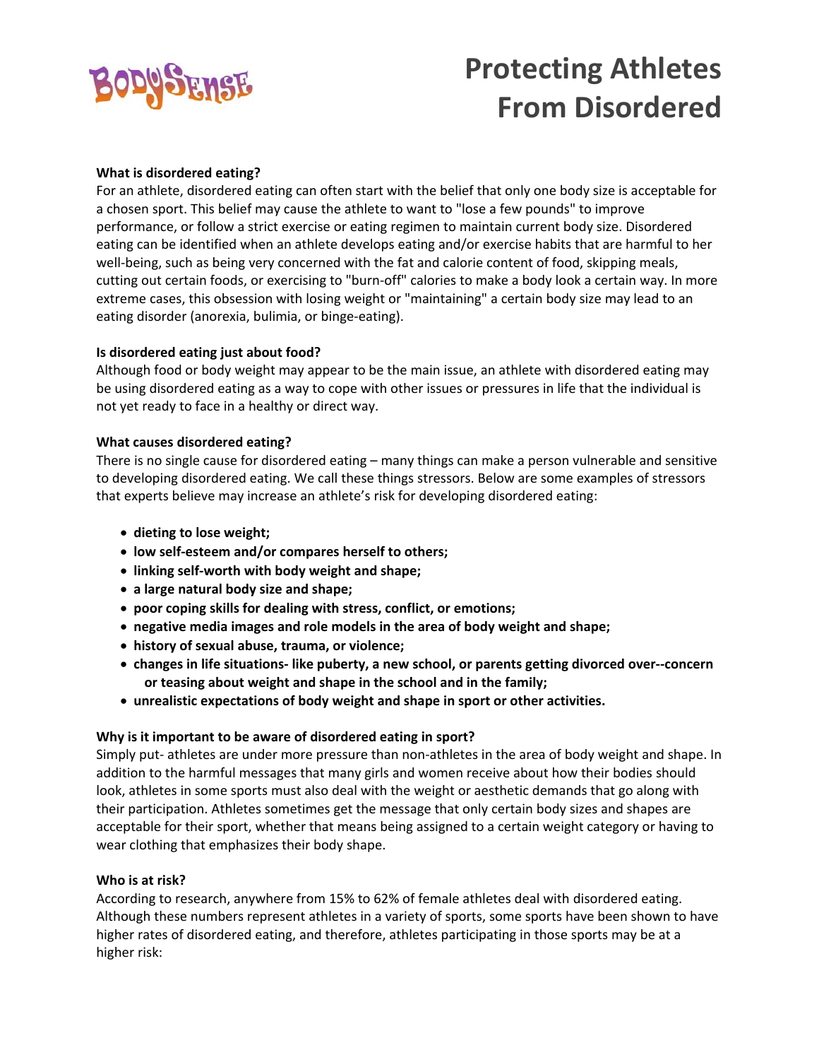BodySense

# Protecting Athletes From Disordered

**What is disordered eating?**

For an athlete, disordered eating can often start with the belief that only one body size is acceptable for a chosen sport. This belief may cause the athlete to want to "lose a few pounds" to improve performance, or follow a strict exercise or eating regimen to maintain current body size. Disordered eating can be identified when an athlete develops eating and/or exercise habits that are harmful to her well-being, such as being very concerned with the fat and calorie content of food, skipping meals, cutting out certain foods, or exercising to "burn-off" calories to make a body look a certain way. In more extreme cases, this obsession with losing weight or "maintaining" a certain body size may lead to an eating disorder (anorexia, bulimia, or binge-eating).

**Is disordered eating just about food?**

Although food or body weight may appear to be the main issue, an athlete with disordered eating may be using disordered eating as a way to cope with other issues or pressures in life that the individual is not yet ready to face in a healthy or direct way.

**What causes disordered eating?**

There is no single cause for disordered eating – many things can make a person vulnerable and sensitive to developing disordered eating. We call these things stressors. Below are some examples of stressors that experts believe may increase an athlete's risk for developing disordered eating:

- **dieting to lose weight;**
- **low self-esteem and/or compares herself to others;**
- **linking self-worth with body weight and shape;**
- **a large natural body size and shape;**
- **poor coping skills for dealing with stress, conflict, or emotions;**
- **negative media images and role models in the area of body weight and shape;**
- **history of sexual abuse, trauma, or violence;**
- **changes in life situations- like puberty, a new school, or parents getting divorced over--concern or teasing about weight and shape in the school and in the family;**
- **unrealistic expectations of body weight and shape in sport or other activities.**

**Why is it important to be aware of disordered eating in sport?**

Simply put- athletes are under more pressure than non-athletes in the area of body weight and shape. In addition to the harmful messages that many girls and women receive about how their bodies should look, athletes in some sports must also deal with the weight or aesthetic demands that go along with their participation. Athletes sometimes get the message that only certain body sizes and shapes are acceptable for their sport, whether that means being assigned to a certain weight category or having to wear clothing that emphasizes their body shape.

**Who is at risk?**

According to research, anywhere from 15% to 62% of female athletes deal with disordered eating. Although these numbers represent athletes in a variety of sports, some sports have been shown to have higher rates of disordered eating, and therefore, athletes participating in those sports may be at a higher risk: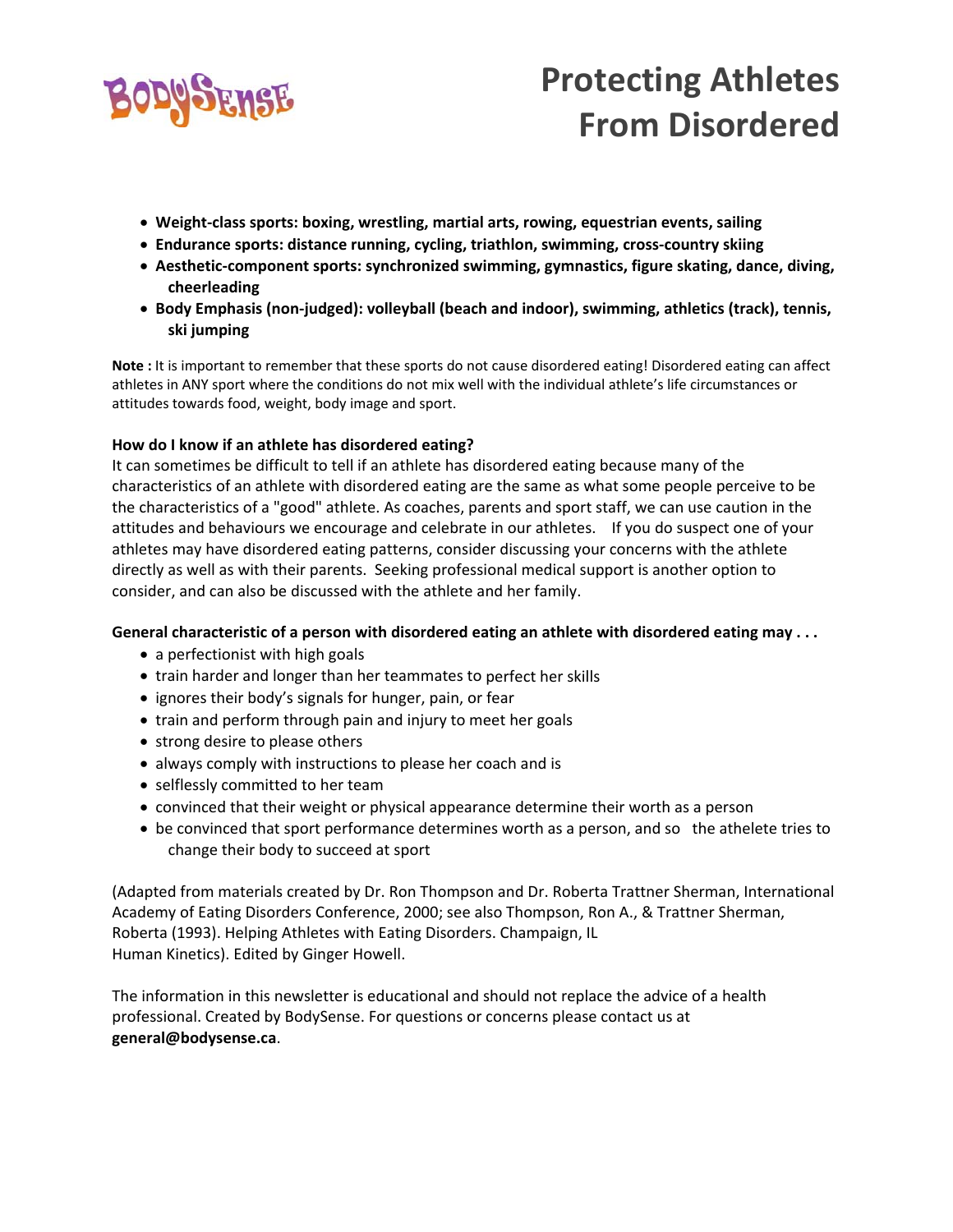# Protecting Athletes From Disordered

- **Weight-class sports: boxing, wrestling, martial arts, rowing, equestrian events, sailing**
- **Endurance sports: distance running, cycling, triathlon, swimming, cross-country skiing**
- **Aesthetic-component sports: synchronized swimming, gymnastics, figure skating, dance, diving, cheerleading**
- **Body Emphasis (non-judged): volleyball (beach and indoor), swimming, athletics (track), tennis, ski jumping**

**Note :** It is important to remember that these sports do not cause disordered eating! Disordered eating can affect athletes in ANY sport where the conditions do not mix well with the individual athlete's life circumstances or attitudes towards food, weight, body image and sport.

**How do I know if an athlete has disordered eating?**

It can sometimes be difficult to tell if an athlete has disordered eating because many of the characteristics of an athlete with disordered eating are the same as what some people perceive to be the characteristics of a "good" athlete. As coaches, parents and sport staff, we can use caution in the attitudes and behaviours we encourage and celebrate in our athletes. If you do suspect one of your athletes may have disordered eating patterns, consider discussing your concerns with the athlete directly as well as with their parents. Seeking professional medical support is another option to consider, and can also be discussed with the athlete and her family.

**General characteristic of a person with disordered eating an athlete with disordered eating may . . .**

- a perfectionist with high goals
- train harder and longer than her teammates to perfect her skills
- ignores their body's signals for hunger, pain, or fear
- train and perform through pain and injury to meet her goals
- strong desire to please others
- always comply with instructions to please her coach and is
- selflessly committed to her team
- convinced that their weight or physical appearance determine their worth as a person
- be convinced that sport performance determines worth as a person, and so the athelete tries to change their body to succeed at sport

(Adapted from materials created by Dr. Ron Thompson and Dr. Roberta Trattner Sherman, International Academy of Eating Disorders Conference, 2000; see also Thompson, Ron A., & Trattner Sherman, Roberta (1993). Helping Athletes with Eating Disorders. Champaign, IL Human Kinetics). Edited by Ginger Howell.

The information in this newsletter is educational and should not replace the advice of a health professional. Created by BodySense. For questions or concerns please contact us at **general@bodysense.ca**.